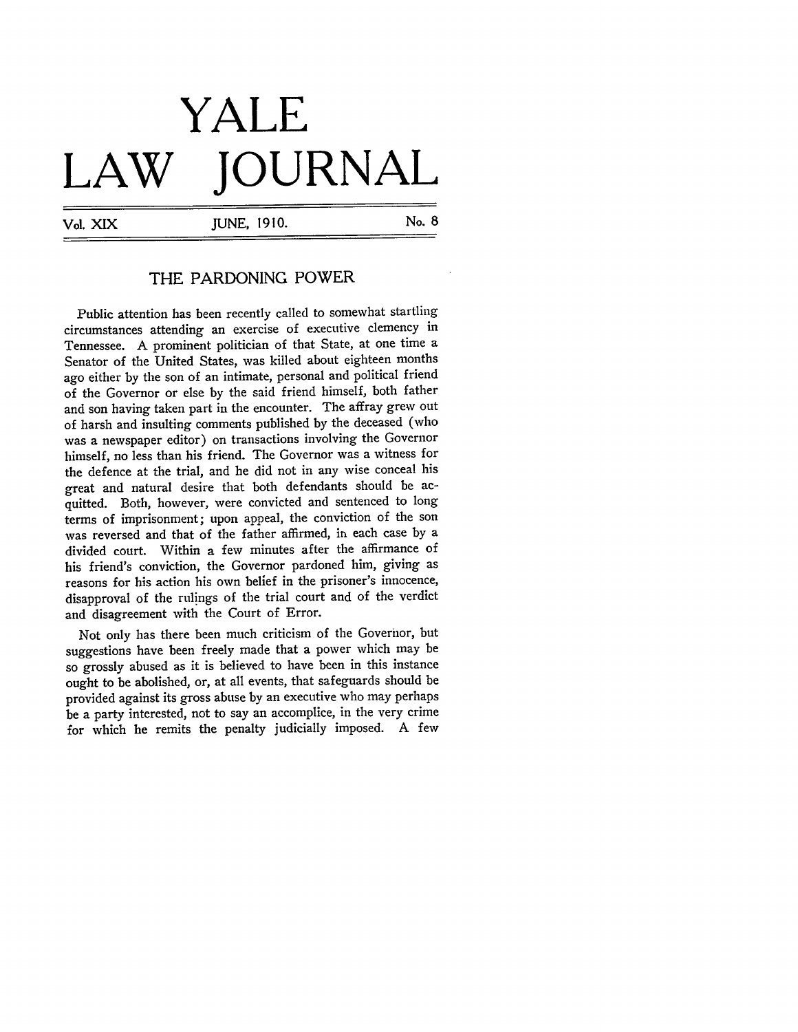# YALE LAW JOURNAL

Vol. XIX JUNE, 1910. No. 8

## THE PARDONING POWER

Public attention has been recently called to somewhat startling circumstances attending an exercise of executive clemency in Tennessee. A prominent politician of that State, at one time a Senator of the United States, was killed about eighteen months ago either by the son of an intimate, personal and political friend of the Governor or else by the said friend himself, both father and son having taken part in the encounter. The affray grew out of harsh and insulting comments published by the deceased (who was a newspaper editor) on transactions involving the Governor himself, no less than his friend. The Governor was a witness for the defence at the trial, and he did not in any wise conceal his great and natural desire that both defendants should be acquitted. Both, however, were convicted and sentenced to long terms of imprisonment; upon appeal, the conviction of the son was reversed and that of the father affirmed, in each case by a divided court. Within a few minutes after the affirmance of his friend's conviction, the Governor pardoned him, giving as reasons for his action his own belief in the prisoner's innocence, disapproval of the rulings of the trial court and of the verdict and disagreement with the Court of Error.

Not only has there been much criticism of the Governor, but suggestions have been freely made that a power which may be so grossly abused as it is believed to have been in this instance ought to be abolished, or, at all events, that safeguards should be provided against its gross abuse by an executive who may perhaps be a party interested, not to say an accomplice, in the very crime for which he remits the penalty judicially imposed. A few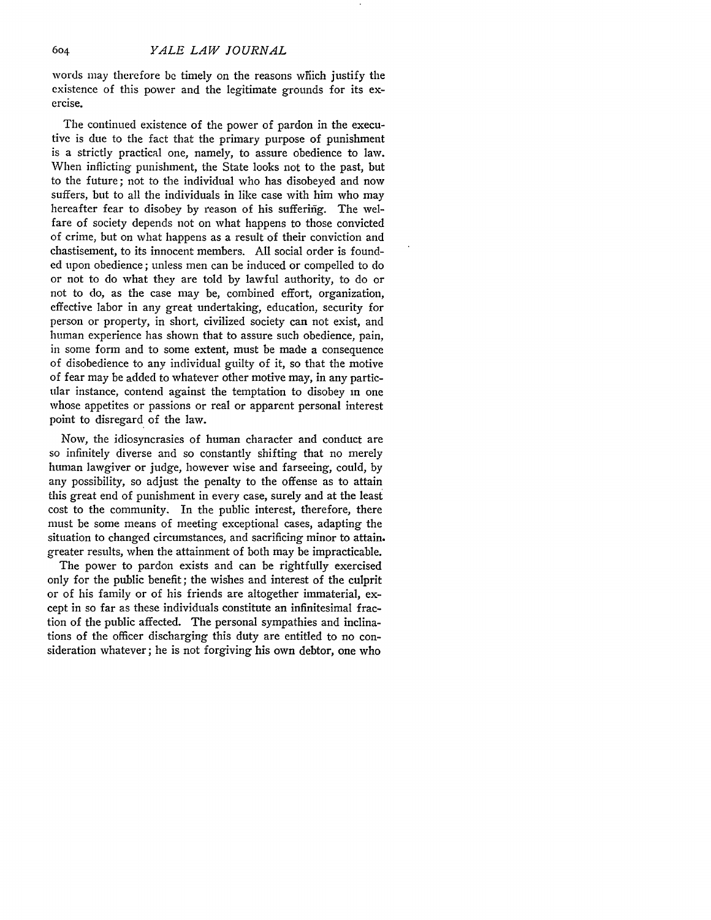words may therefore be timely on the reasons which justify the existence of this power and the legitimate grounds for its exercise.

The continued existence of the power of pardon in the executive is due to the fact that the primary purpose of punishment is a strictly practical one, namely, to assure obedience to law. When inflicting punishment, the State looks not to the past, but to the future; not to the individual who has disobeyed and now suffers, but to all the individuals in like case with him who may hereafter fear to disobey by reason of his suffering. The welfare of society depends not on what happens to those convicted of crime, but on what happens as a result of their conviction and chastisement, to its innocent members. All social order is founded upon obedience; unless men can be induced or compelled to do or not to do what they are told by lawful authority, to do or not to do, as the case may be, combined effort, organization, effective labor in any great undertaking, education, security for person or property, in short, civilized society can not exist, and human experience has shown that to assure such obedience, pain, in some form and to some extent, must be made a consequence of disobedience to any individual guilty of it, so that the motive of fear may be added to whatever other motive may, in any particular instance, contend against the temptation to disobey in one whose appetites or passions or real or apparent personal interest point to disregard of the law.

Now, the idiosyncrasies of human character and conduct are so infinitely diverse and so constantly shifting that no merely human lawgiver or judge, however wise and farseeing, could, by any possibility, so adjust the penalty to the offense as to attain this great end of punishment in every case, surely and at the least cost to the community. In the public interest, therefore, there must be some means of meeting exceptional cases, adapting the situation to changed circumstances, and sacrificing minor to attain greater results, when the attainment of both may be impracticable.

The power to pardon exists and can be rightfully exercised only for the public benefit; the wishes and interest of the culprit or of his family or of his friends are altogether immaterial, except in so far as these individuals constitute an infinitesimal fraction of the public affected. The personal sympathies and inclinations of the officer discharging this duty are entitled to no consideration whatever; he is not forgiving his own debtor, one who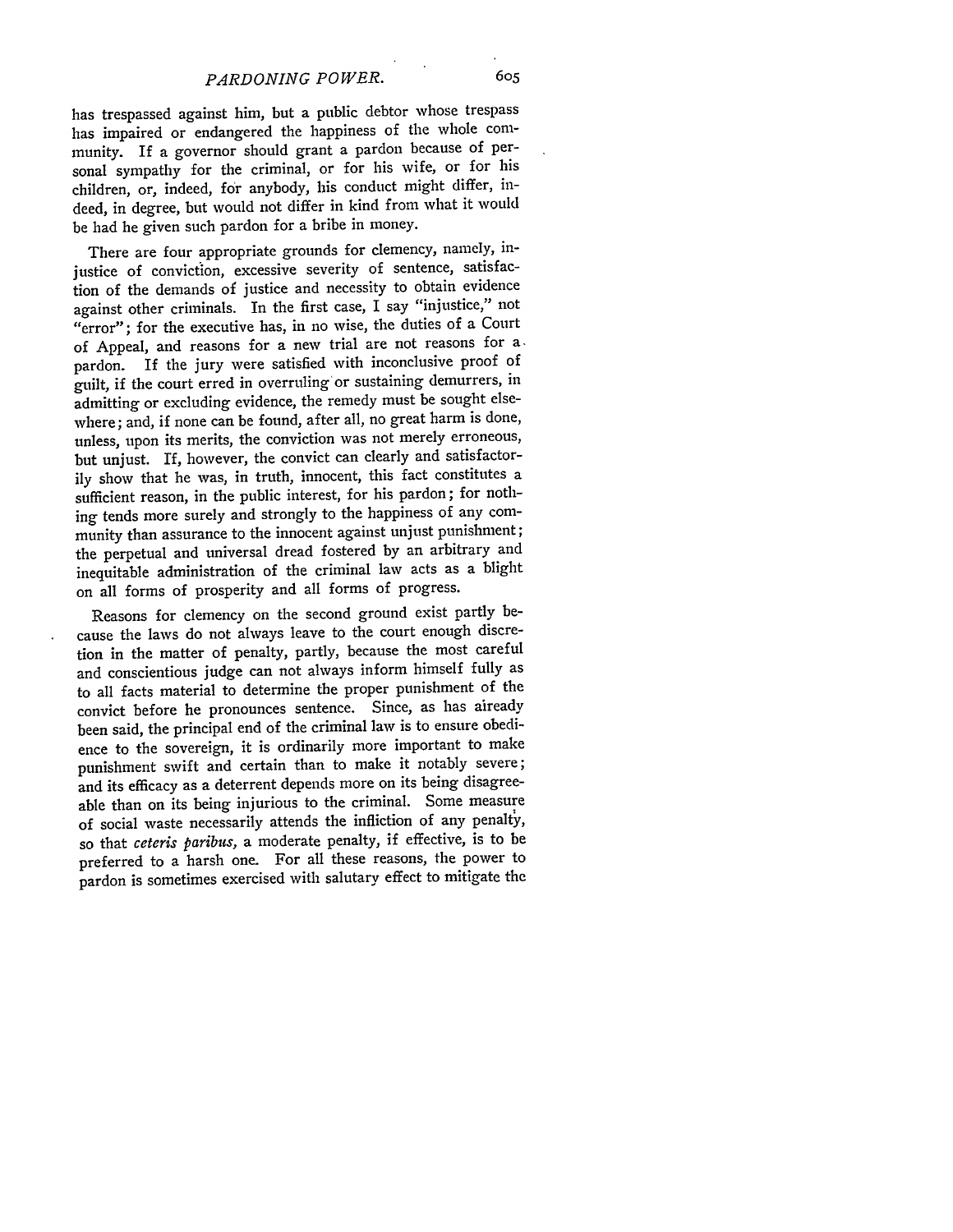has trespassed against him, but a public debtor whose trespass has impaired or endangered the happiness of the whole community. If a governor should grant a pardon because of personal sympathy for the criminal, or for his wife, or for his children, or, indeed, for anybody, his conduct might differ, indeed, in degree, but would not differ in kind from what it would be had he given such pardon for a bribe in money.

There are four appropriate grounds for clemency, namely, injustice of conviction, excessive severity of sentence, satisfaction of the demands of justice and necessity to obtain evidence against other criminals. In the first case, I say "injustice," not "error"; for the executive has, in no wise, the duties of a Court of Appeal, and reasons for a new trial are not reasons for a pardon. If the jury were satisfied with inconclusive proof of guilt, if the court erred in overruling or sustaining demurrers, in admitting or excluding evidence, the remedy must be sought elsewhere; and, if none can be found, after all, no great harm is done, unless, upon its merits, the conviction was not merely erroneous, but unjust. If, however, the convict can clearly and satisfactorily show that he was, in truth, innocent, this fact constitutes a sufficient reason, in the public interest, for his pardon; for nothing tends more surely and strongly to the happiness of any community than assurance to the innocent against unjust punishment; the perpetual and universal dread fostered by an arbitrary and inequitable administration of the criminal law acts as a blight on all forms of prosperity and all forms of progress.

Reasons for clemency on the second ground exist partly because the laws do not always leave to the court enough discretion in the matter of penalty, partly, because the most careful and conscientious judge can not always inform himself fully as to all facts material to determine the proper punishment of the convict before he pronounces sentence. Since, as has already been said, the principal end of the criminal law is to ensure obedience to the sovereign, it is ordinarily more important to make punishment swift and certain than to make it notably severe; and its efficacy as a deterrent depends more on its being disagreeable than on its being injurious to the criminal. Some measure of social waste necessarily attends the infliction of any penalty, so that *ceteris paribus,* a moderate penalty, if effective, is to be preferred to a harsh one. For all these reasons, the power to pardon is sometimes exercised with salutary effect to mitigate the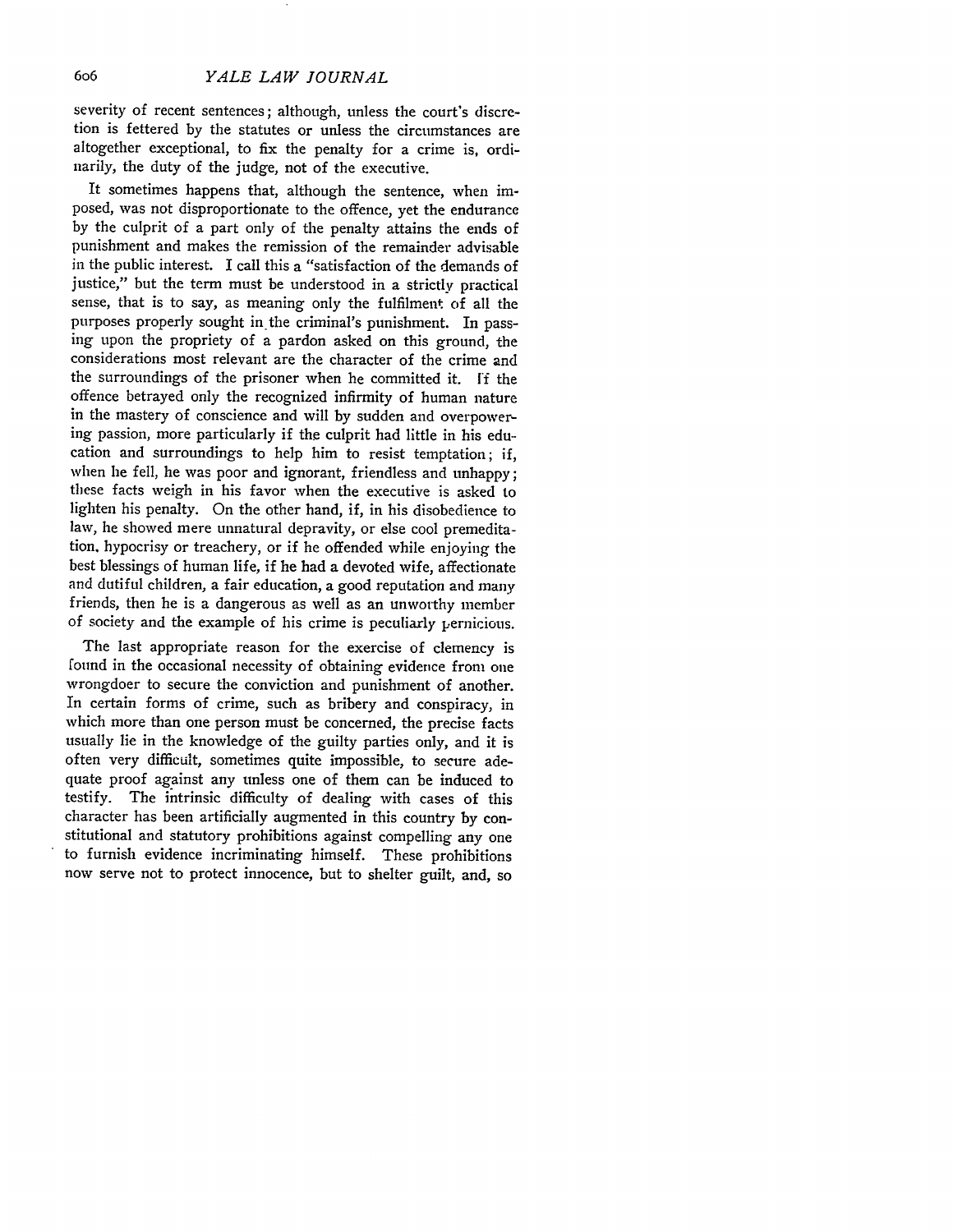severity of recent sentences; although, unless the court's discretion is fettered by the statutes or unless the circumstances are altogether exceptional, to fix the penalty for a crime is, ordinarily, the duty of the judge, not of the executive.

It sometimes happens that, although the sentence, when imposed, was not disproportionate to the offence, yet the endurance by the culprit of a part only of the penalty attains the ends of punishment and makes the remission of the remainder advisable in the public interest. I call this a "satisfaction of the demands of justice," but the term must be understood in a strictly practical sense, that is to say, as meaning only the fulfilment of all the purposes properly sought in the criminal's punishment. In passing upon the propriety of a pardon asked on this ground, the considerations most relevant are the character of the crime and the surroundings of the prisoner when he committed it. If the offence betrayed only the recognized infirmity of human nature in the mastery of conscience and will by sudden and overpowering passion, more particularly if the culprit had little in his education and surroundings to help him to resist temptation; if, when he fell, he was poor and ignorant, friendless and unhappy; these facts weigh in his favor when the executive is asked to lighten his penalty. On the other hand, if, in his disobedience to law, he showed mere unnatural depravity, or else cool premeditation, hypocrisy or treachery, or if he offended while enjoying the best blessings of human life, if he had a devoted wife, affectionate and dutiful children, a fair education, a good reputation and many friends, then he is a dangerous as well as an unworthy member of society and the example of his crime is peculiarly pernicious.

The last appropriate reason for the exercise of clemency is found in the occasional necessity of obtaining evidence from one wrongdoer to secure the conviction and punishment of another. In certain forms of crime, such as bribery and conspiracy, in which more than one person must be concerned, the precise facts usually lie in the knowledge of the guilty parties only, and it is often very difficult, sometimes quite impossible, to secure adequate proof against any unless one of them can be induced to testify. The intrinsic difficulty of dealing with cases of this character has been artificially augmented in this country by constitutional and statutory prohibitions against compelling any one to furnish evidence incriminating himself. These prohibitions now serve not to protect innocence, but to shelter guilt, and, so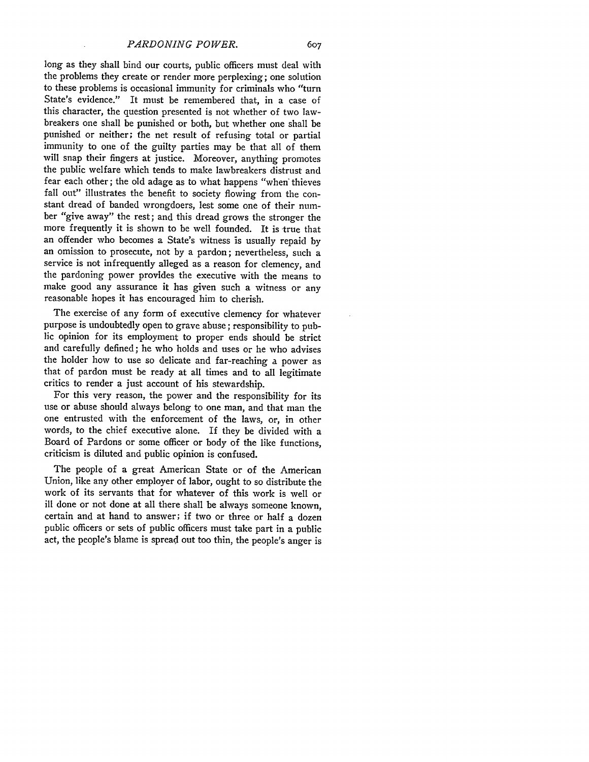long as they shall bind our courts, public officers must deal with the problems they create or render more perplexing; one solution to these problems is occasional immunity for criminals who "turn State's evidence." It must be remembered that, in a case of this character, the question presented is not whether of two lawbreakers one shall be punished or both, but whether one shall be punished or neither; the net result of refusing total or partial immunity to one of the guilty parties may be that all of them will snap their fingers at justice. Moreover, anything promotes the public welfare which tends to make lawbreakers distrust and fear each other; the old adage as to what happens "when thieves fall out" illustrates the benefit to society flowing from the constant dread of banded wrongdoers, lest some one of their number "give away" the rest; and this dread grows the stronger the more frequently it is shown to be well founded. It is true that an offender who becomes a State's witness is usually repaid by an omission to prosecute, not by a pardon; nevertheless, such a service is not infrequently alleged as a reason for clemency, and the pardoning power provides the executive with the means to make good any assurance it has given such a witness or any reasonable hopes it has encouraged him to cherish.

The exercise of any form of executive clemency for whatever purpose is undoubtedly open to grave abuse; responsibility to public opinion for its employment to proper ends should be strict and carefully defined; he who holds and uses or he who advises the holder how to use so delicate and far-reaching a power as that of pardon must be ready at all times and to all legitimate critics to render a just account of his stewardship.

For this very reason, the power and the responsibility for its use or abuse should always belong to one man, and that man the one entrusted with the enforcement of the laws, or, in other words, to the chief executive alone. If they be divided with a Board of Pardons or some officer or body of the like functions, criticism is diluted and public opinion is confused.

The people of a great American State or of the American Union, like any other employer of labor, ought to so distribute the work of its servants that for whatever of this work is well or ill done or not done at all there shall be always someone known, certain and at hand to answer; if two or three or half a dozen public officers or sets of public officers must take part in a public act, the people's blame is spread out too thin, the people's anger is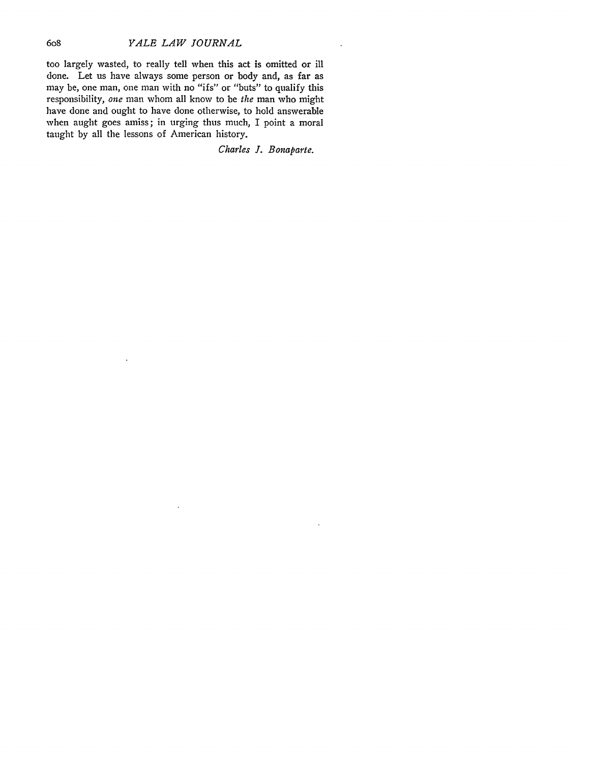too largely wasted, to really tell when this act is omitted or ill done. Let us have always some person or body and, as far as may be, one man, one man with no "ifs" or "buts" to qualify this responsibility, *one* man whom all know to be *the* man who might have done and ought to have done otherwise, to hold answerable when aught goes amiss; in urging thus much, I point a moral taught by all the lessons of American history.

*Charles J. Bonaparte.*